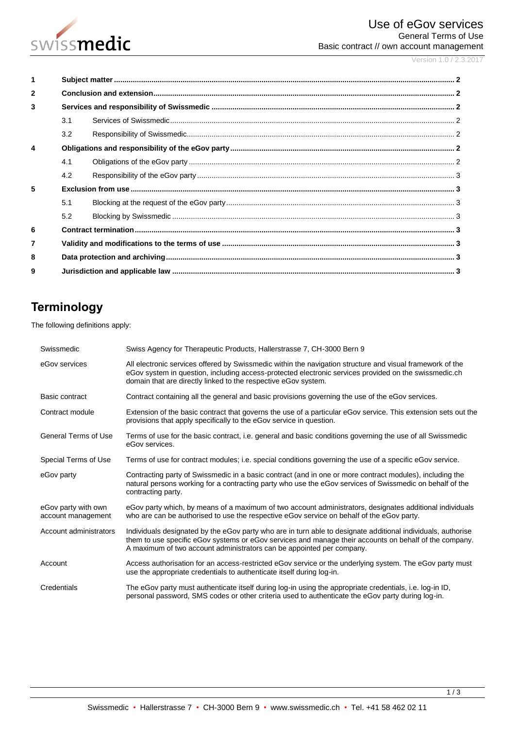# Use of eGov services

General Terms of Use

Basic contract // own account management

Version 1.0 / 2.3.2017

| | | | |
|---|---|---|---|
| **1** | **Subject matter** | | **2** |
| **2** | **Conclusion and extension** | | **2** |
| **3** | **Services and responsibility of Swissmedic** | | **2** |
| | 3.1 | Services of Swissmedic | 2 |
| | 3.2 | Responsibility of Swissmedic | 2 |
| **4** | **Obligations and responsibility of the eGov party** | | **2** |
| | 4.1 | Obligations of the eGov party | 2 |
| | 4.2 | Responsibility of the eGov party | 3 |
| **5** | **Exclusion from use** | | **3** |
| | 5.1 | Blocking at the request of the eGov party | 3 |
| | 5.2 | Blocking by Swissmedic | 3 |
| **6** | **Contract termination** | | **3** |
| **7** | **Validity and modifications to the terms of use** | | **3** |
| **8** | **Data protection and archiving** | | **3** |
| **9** | **Jurisdiction and applicable law** | | **3** |

## Terminology

The following definitions apply:

| Term | Definition |
|---|---|
| Swissmedic | Swiss Agency for Therapeutic Products, Hallerstrasse 7, CH-3000 Bern 9 |
| eGov services | All electronic services offered by Swissmedic within the navigation structure and visual framework of the eGov system in question, including access-protected electronic services provided on the swissmedic.ch domain that are directly linked to the respective eGov system. |
| Basic contract | Contract containing all the general and basic provisions governing the use of the eGov services. |
| Contract module | Extension of the basic contract that governs the use of a particular eGov service. This extension sets out the provisions that apply specifically to the eGov service in question. |
| General Terms of Use | Terms of use for the basic contract, i.e. general and basic conditions governing the use of all Swissmedic eGov services. |
| Special Terms of Use | Terms of use for contract modules; i.e. special conditions governing the use of a specific eGov service. |
| eGov party | Contracting party of Swissmedic in a basic contract (and in one or more contract modules), including the natural persons working for a contracting party who use the eGov services of Swissmedic on behalf of the contracting party. |
| eGov party with own account management | eGov party which, by means of a maximum of two account administrators, designates additional individuals who are can be authorised to use the respective eGov service on behalf of the eGov party. |
| Account administrators | Individuals designated by the eGov party who are in turn able to designate additional individuals, authorise them to use specific eGov systems or eGov services and manage their accounts on behalf of the company. A maximum of two account administrators can be appointed per company. |
| Account | Access authorisation for an access-restricted eGov service or the underlying system. The eGov party must use the appropriate credentials to authenticate itself during log-in. |
| Credentials | The eGov party must authenticate itself during log-in using the appropriate credentials, i.e. log-in ID, personal password, SMS codes or other criteria used to authenticate the eGov party during log-in. |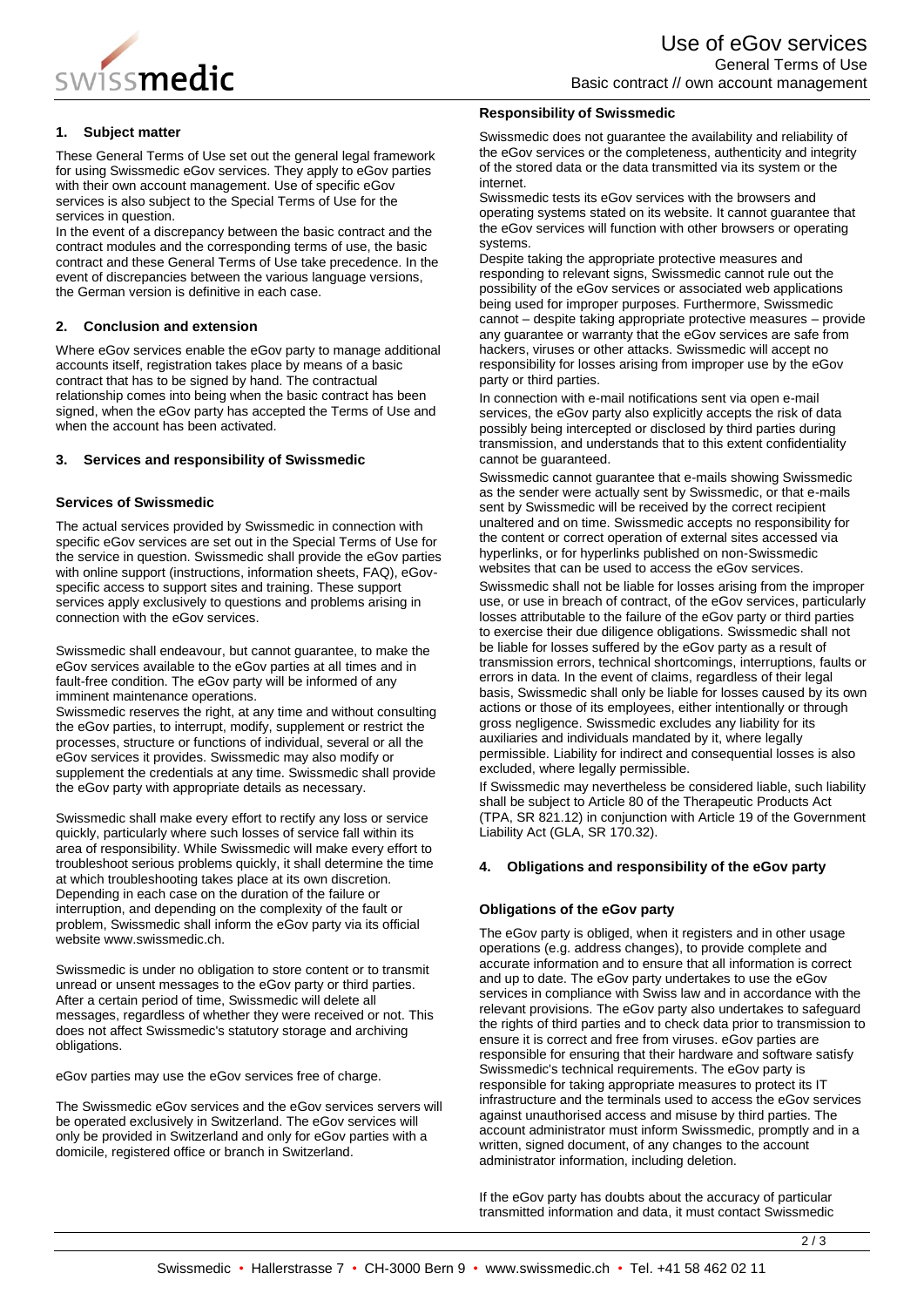## 1. Subject matter

These General Terms of Use set out the general legal framework for using Swissmedic eGov services. They apply to eGov parties with their own account management. Use of specific eGov services is also subject to the Special Terms of Use for the services in question.

In the event of a discrepancy between the basic contract and the contract modules and the corresponding terms of use, the basic contract and these General Terms of Use take precedence. In the event of discrepancies between the various language versions, the German version is definitive in each case.

## 2. Conclusion and extension

Where eGov services enable the eGov party to manage additional accounts itself, registration takes place by means of a basic contract that has to be signed by hand. The contractual relationship comes into being when the basic contract has been signed, when the eGov party has accepted the Terms of Use and when the account has been activated.

## 3. Services and responsibility of Swissmedic

### Services of Swissmedic

The actual services provided by Swissmedic in connection with specific eGov services are set out in the Special Terms of Use for the service in question. Swissmedic shall provide the eGov parties with online support (instructions, information sheets, FAQ), eGov-specific access to support sites and training. These support services apply exclusively to questions and problems arising in connection with the eGov services.

Swissmedic shall endeavour, but cannot guarantee, to make the eGov services available to the eGov parties at all times and in fault-free condition. The eGov party will be informed of any imminent maintenance operations.

Swissmedic reserves the right, at any time and without consulting the eGov parties, to interrupt, modify, supplement or restrict the processes, structure or functions of individual, several or all the eGov services it provides. Swissmedic may also modify or supplement the credentials at any time. Swissmedic shall provide the eGov party with appropriate details as necessary.

Swissmedic shall make every effort to rectify any loss or service quickly, particularly where such losses of service fall within its area of responsibility. While Swissmedic will make every effort to troubleshoot serious problems quickly, it shall determine the time at which troubleshooting takes place at its own discretion. Depending in each case on the duration of the failure or interruption, and depending on the complexity of the fault or problem, Swissmedic shall inform the eGov party via its official website www.swissmedic.ch.

Swissmedic is under no obligation to store content or to transmit unread or unsent messages to the eGov party or third parties. After a certain period of time, Swissmedic will delete all messages, regardless of whether they were received or not. This does not affect Swissmedic's statutory storage and archiving obligations.

eGov parties may use the eGov services free of charge.

The Swissmedic eGov services and the eGov services servers will be operated exclusively in Switzerland. The eGov services will only be provided in Switzerland and only for eGov parties with a domicile, registered office or branch in Switzerland.

### Responsibility of Swissmedic

Swissmedic does not guarantee the availability and reliability of the eGov services or the completeness, authenticity and integrity of the stored data or the data transmitted via its system or the internet.

Swissmedic tests its eGov services with the browsers and operating systems stated on its website. It cannot guarantee that the eGov services will function with other browsers or operating systems.

Despite taking the appropriate protective measures and responding to relevant signs, Swissmedic cannot rule out the possibility of the eGov services or associated web applications being used for improper purposes. Furthermore, Swissmedic cannot – despite taking appropriate protective measures – provide any guarantee or warranty that the eGov services are safe from hackers, viruses or other attacks. Swissmedic will accept no responsibility for losses arising from improper use by the eGov party or third parties.

In connection with e-mail notifications sent via open e-mail services, the eGov party also explicitly accepts the risk of data possibly being intercepted or disclosed by third parties during transmission, and understands that to this extent confidentiality cannot be guaranteed.

Swissmedic cannot guarantee that e-mails showing Swissmedic as the sender were actually sent by Swissmedic, or that e-mails sent by Swissmedic will be received by the correct recipient unaltered and on time. Swissmedic accepts no responsibility for the content or correct operation of external sites accessed via hyperlinks, or for hyperlinks published on non-Swissmedic websites that can be used to access the eGov services.

Swissmedic shall not be liable for losses arising from the improper use, or use in breach of contract, of the eGov services, particularly losses attributable to the failure of the eGov party or third parties to exercise their due diligence obligations. Swissmedic shall not be liable for losses suffered by the eGov party as a result of transmission errors, technical shortcomings, interruptions, faults or errors in data. In the event of claims, regardless of their legal basis, Swissmedic shall only be liable for losses caused by its own actions or those of its employees, either intentionally or through gross negligence. Swissmedic excludes any liability for its auxiliaries and individuals mandated by it, where legally permissible. Liability for indirect and consequential losses is also excluded, where legally permissible.

If Swissmedic may nevertheless be considered liable, such liability shall be subject to Article 80 of the Therapeutic Products Act (TPA, SR 821.12) in conjunction with Article 19 of the Government Liability Act (GLA, SR 170.32).

## 4. Obligations and responsibility of the eGov party

### Obligations of the eGov party

The eGov party is obliged, when it registers and in other usage operations (e.g. address changes), to provide complete and accurate information and to ensure that all information is correct and up to date. The eGov party undertakes to use the eGov services in compliance with Swiss law and in accordance with the relevant provisions. The eGov party also undertakes to safeguard the rights of third parties and to check data prior to transmission to ensure it is correct and free from viruses. eGov parties are responsible for ensuring that their hardware and software satisfy Swissmedic's technical requirements. The eGov party is responsible for taking appropriate measures to protect its IT infrastructure and the terminals used to access the eGov services against unauthorised access and misuse by third parties. The account administrator must inform Swissmedic, promptly and in a written, signed document, of any changes to the account administrator information, including deletion.

If the eGov party has doubts about the accuracy of particular transmitted information and data, it must contact Swissmedic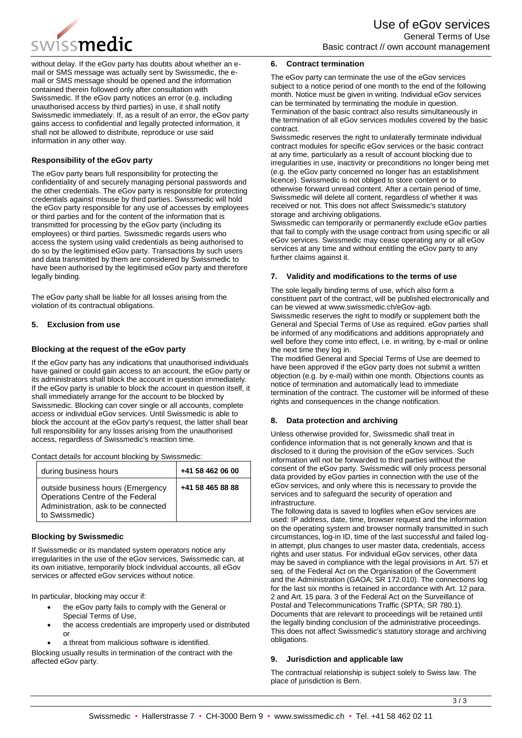without delay. If the eGov party has doubts about whether an e-mail or SMS message was actually sent by Swissmedic, the e-mail or SMS message should be opened and the information contained therein followed only after consultation with Swissmedic. If the eGov party notices an error (e.g. including unauthorised access by third parties) in use, it shall notify Swissmedic immediately. If, as a result of an error, the eGov party gains access to confidential and legally protected information, it shall not be allowed to distribute, reproduce or use said information in any other way.

### Responsibility of the eGov party

The eGov party bears full responsibility for protecting the confidentiality of and securely managing personal passwords and the other credentials. The eGov party is responsible for protecting credentials against misuse by third parties. Swissmedic will hold the eGov party responsible for any use of accesses by employees or third parties and for the content of the information that is transmitted for processing by the eGov party (including its employees) or third parties. Swissmedic regards users who access the system using valid credentials as being authorised to do so by the legitimised eGov party. Transactions by such users and data transmitted by them are considered by Swissmedic to have been authorised by the legitimised eGov party and therefore legally binding.

The eGov party shall be liable for all losses arising from the violation of its contractual obligations.

## 5. Exclusion from use

### Blocking at the request of the eGov party

If the eGov party has any indications that unauthorised individuals have gained or could gain access to an account, the eGov party or its administrators shall block the account in question immediately. If the eGov party is unable to block the account in question itself, it shall immediately arrange for the account to be blocked by Swissmedic. Blocking can cover single or all accounts, complete access or individual eGov services. Until Swissmedic is able to block the account at the eGov party's request, the latter shall bear full responsibility for any losses arising from the unauthorised access, regardless of Swissmedic's reaction time.

Contact details for account blocking by Swissmedic:

| | |
|---|---|
| during business hours | **+41 58 462 06 00** |
| outside business hours (Emergency Operations Centre of the Federal Administration, ask to be connected to Swissmedic) | **+41 58 465 88 88** |

### Blocking by Swissmedic

If Swissmedic or its mandated system operators notice any irregularities in the use of the eGov services, Swissmedic can, at its own initiative, temporarily block individual accounts, all eGov services or affected eGov services without notice.

In particular, blocking may occur if:

- the eGov party fails to comply with the General or Special Terms of Use,
- the access credentials are improperly used or distributed or
- a threat from malicious software is identified.

Blocking usually results in termination of the contract with the affected eGov party.

## 6. Contract termination

The eGov party can terminate the use of the eGov services subject to a notice period of one month to the end of the following month. Notice must be given in writing. Individual eGov services can be terminated by terminating the module in question. Termination of the basic contract also results simultaneously in the termination of all eGov services modules covered by the basic contract.

Swissmedic reserves the right to unilaterally terminate individual contract modules for specific eGov services or the basic contract at any time, particularly as a result of account blocking due to irregularities in use, inactivity or preconditions no longer being met (e.g. the eGov party concerned no longer has an establishment licence). Swissmedic is not obliged to store content or to otherwise forward unread content. After a certain period of time, Swissmedic will delete all content, regardless of whether it was received or not. This does not affect Swissmedic's statutory storage and archiving obligations.

Swissmedic can temporarily or permanently exclude eGov parties that fail to comply with the usage contract from using specific or all eGov services. Swissmedic may cease operating any or all eGov services at any time and without entitling the eGov party to any further claims against it.

## 7. Validity and modifications to the terms of use

The sole legally binding terms of use, which also form a constituent part of the contract, will be published electronically and can be viewed at www.swissmedic.ch/eGov-agb.

Swissmedic reserves the right to modify or supplement both the General and Special Terms of Use as required. eGov parties shall be informed of any modifications and additions appropriately and well before they come into effect, i.e. in writing, by e-mail or online the next time they log in.

The modified General and Special Terms of Use are deemed to have been approved if the eGov party does not submit a written objection (e.g. by e-mail) within one month. Objections counts as notice of termination and automatically lead to immediate termination of the contract. The customer will be informed of these rights and consequences in the change notification.

## 8. Data protection and archiving

Unless otherwise provided for, Swissmedic shall treat in confidence information that is not generally known and that is disclosed to it during the provision of the eGov services. Such information will not be forwarded to third parties without the consent of the eGov party. Swissmedic will only process personal data provided by eGov parties in connection with the use of the eGov services, and only where this is necessary to provide the services and to safeguard the security of operation and infrastructure.

The following data is saved to logfiles when eGov services are used: IP address, date, time, browser request and the information on the operating system and browser normally transmitted in such circumstances, log-in ID, time of the last successful and failed log-in attempt, plus changes to user master data, credentials, access rights and user status. For individual eGov services, other data may be saved in compliance with the legal provisions in Art. 57i et seq. of the Federal Act on the Organisation of the Government and the Administration (GAOA; SR 172.010). The connections log for the last six months is retained in accordance with Art. 12 para. 2 and Art. 15 para. 3 of the Federal Act on the Surveillance of Postal and Telecommunications Traffic (SPTA; SR 780.1). Documents that are relevant to proceedings will be retained until the legally binding conclusion of the administrative proceedings. This does not affect Swissmedic's statutory storage and archiving obligations.

## 9. Jurisdiction and applicable law

The contractual relationship is subject solely to Swiss law. The place of jurisdiction is Bern.